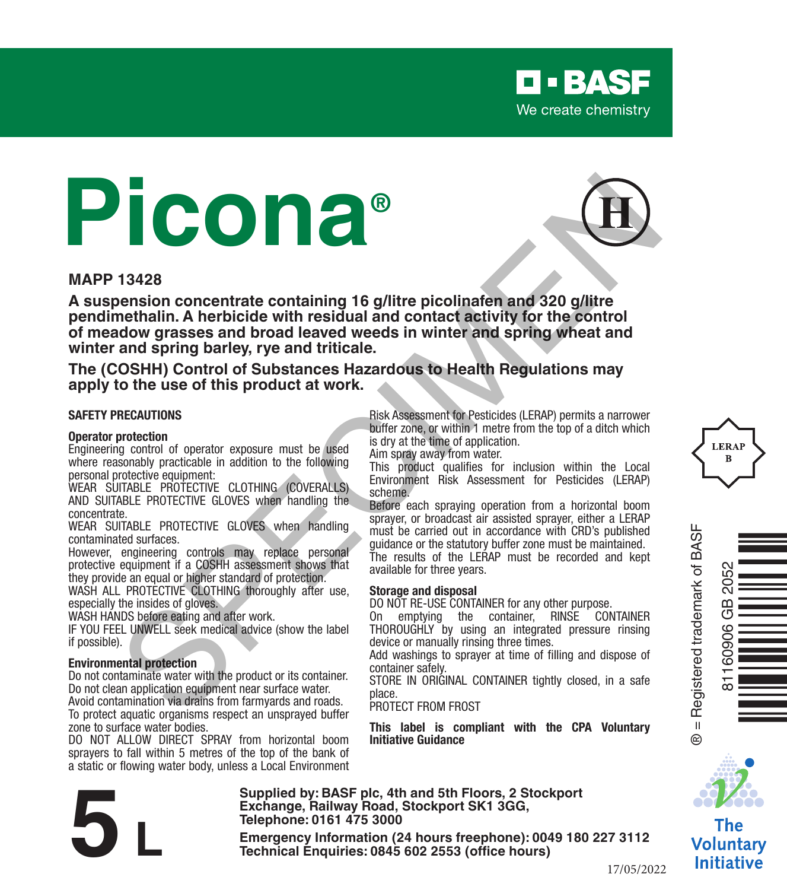BASF
We create chemistry

# Picona®

**MAPP 13428**

**A suspension concentrate containing 16 g/litre picolinafen and 320 g/litre pendimethalin. A herbicide with residual and contact activity for the control of meadow grasses and broad leaved weeds in winter and spring wheat and winter and spring barley, rye and triticale.**

**The (COSHH) Control of Substances Hazardous to Health Regulations may apply to the use of this product at work.**

## SAFETY PRECAUTIONS

### Operator protection

Engineering control of operator exposure must be used where reasonably practicable in addition to the following personal protective equipment:

WEAR SUITABLE PROTECTIVE CLOTHING (COVERALLS) AND SUITABLE PROTECTIVE GLOVES when handling the concentrate.

WEAR SUITABLE PROTECTIVE GLOVES when handling contaminated surfaces.

However, engineering controls may replace personal protective equipment if a COSHH assessment shows that they provide an equal or higher standard of protection.

WASH ALL PROTECTIVE CLOTHING thoroughly after use, especially the insides of gloves.

WASH HANDS before eating and after work.

IF YOU FEEL UNWELL seek medical advice (show the label if possible).

### Environmental protection

Do not contaminate water with the product or its container.
Do not clean application equipment near surface water.
Avoid contamination via drains from farmyards and roads.
To protect aquatic organisms respect an unsprayed buffer zone to surface water bodies.

DO NOT ALLOW DIRECT SPRAY from horizontal boom sprayers to fall within 5 metres of the top of the bank of a static or flowing water body, unless a Local Environment Risk Assessment for Pesticides (LERAP) permits a narrower buffer zone, or within 1 metre from the top of a ditch which is dry at the time of application.

Aim spray away from water.

This product qualifies for inclusion within the Local Environment Risk Assessment for Pesticides (LERAP) scheme.

Before each spraying operation from a horizontal boom sprayer, or broadcast air assisted sprayer, either a LERAP must be carried out in accordance with CRD's published guidance or the statutory buffer zone must be maintained. The results of the LERAP must be recorded and kept available for three years.

### Storage and disposal

DO NOT RE-USE CONTAINER for any other purpose.

On emptying the container, RINSE CONTAINER THOROUGHLY by using an integrated pressure rinsing device or manually rinsing three times.

Add washings to sprayer at time of filling and dispose of container safely.

STORE IN ORIGINAL CONTAINER tightly closed, in a safe place.

PROTECT FROM FROST

**This label is compliant with the CPA Voluntary Initiative Guidance**

LERAP B

® = Registered trademark of BASF

81160906 GB 2052

The Voluntary Initiative

**5 L**

**Supplied by: BASF plc, 4th and 5th Floors, 2 Stockport Exchange, Railway Road, Stockport SK1 3GG, Telephone: 0161 475 3000**

**Emergency Information (24 hours freephone): 0049 180 227 3112**
**Technical Enquiries: 0845 602 2553 (office hours)**

17/05/2022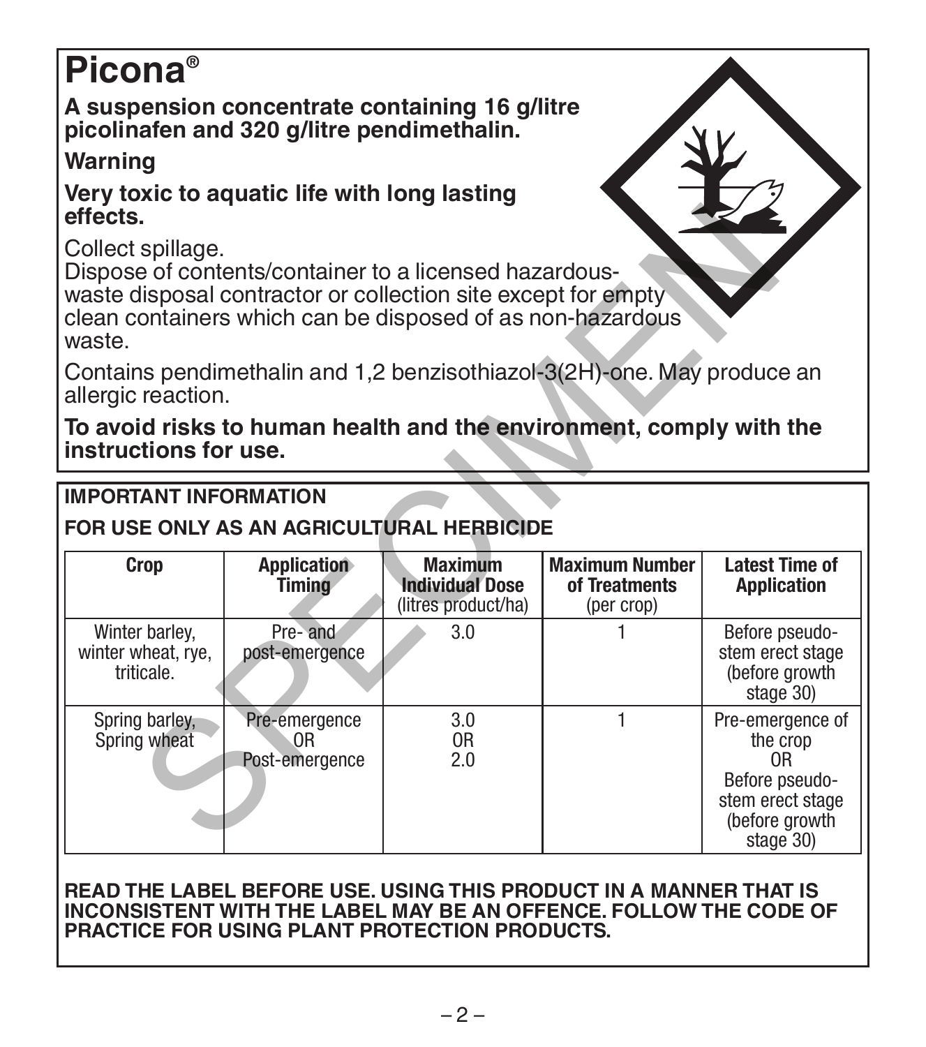# Picona®

**A suspension concentrate containing 16 g/litre picolinafen and 320 g/litre pendimethalin.**

**Warning**

**Very toxic to aquatic life with long lasting effects.**

Collect spillage.
Dispose of contents/container to a licensed hazardous-waste disposal contractor or collection site except for empty clean containers which can be disposed of as non-hazardous waste.

Contains pendimethalin and 1,2 benzisothiazol-3(2H)-one. May produce an allergic reaction.

**To avoid risks to human health and the environment, comply with the instructions for use.**

**IMPORTANT INFORMATION**

**FOR USE ONLY AS AN AGRICULTURAL HERBICIDE**

| Crop | Application Timing | Maximum Individual Dose (litres product/ha) | Maximum Number of Treatments (per crop) | Latest Time of Application |
|---|---|---|---|---|
| Winter barley, winter wheat, rye, triticale. | Pre- and post-emergence | 3.0 | 1 | Before pseudo-stem erect stage (before growth stage 30) |
| Spring barley, Spring wheat | Pre-emergence OR Post-emergence | 3.0 OR 2.0 | 1 | Pre-emergence of the crop OR Before pseudo-stem erect stage (before growth stage 30) |

**READ THE LABEL BEFORE USE. USING THIS PRODUCT IN A MANNER THAT IS INCONSISTENT WITH THE LABEL MAY BE AN OFFENCE. FOLLOW THE CODE OF PRACTICE FOR USING PLANT PROTECTION PRODUCTS.**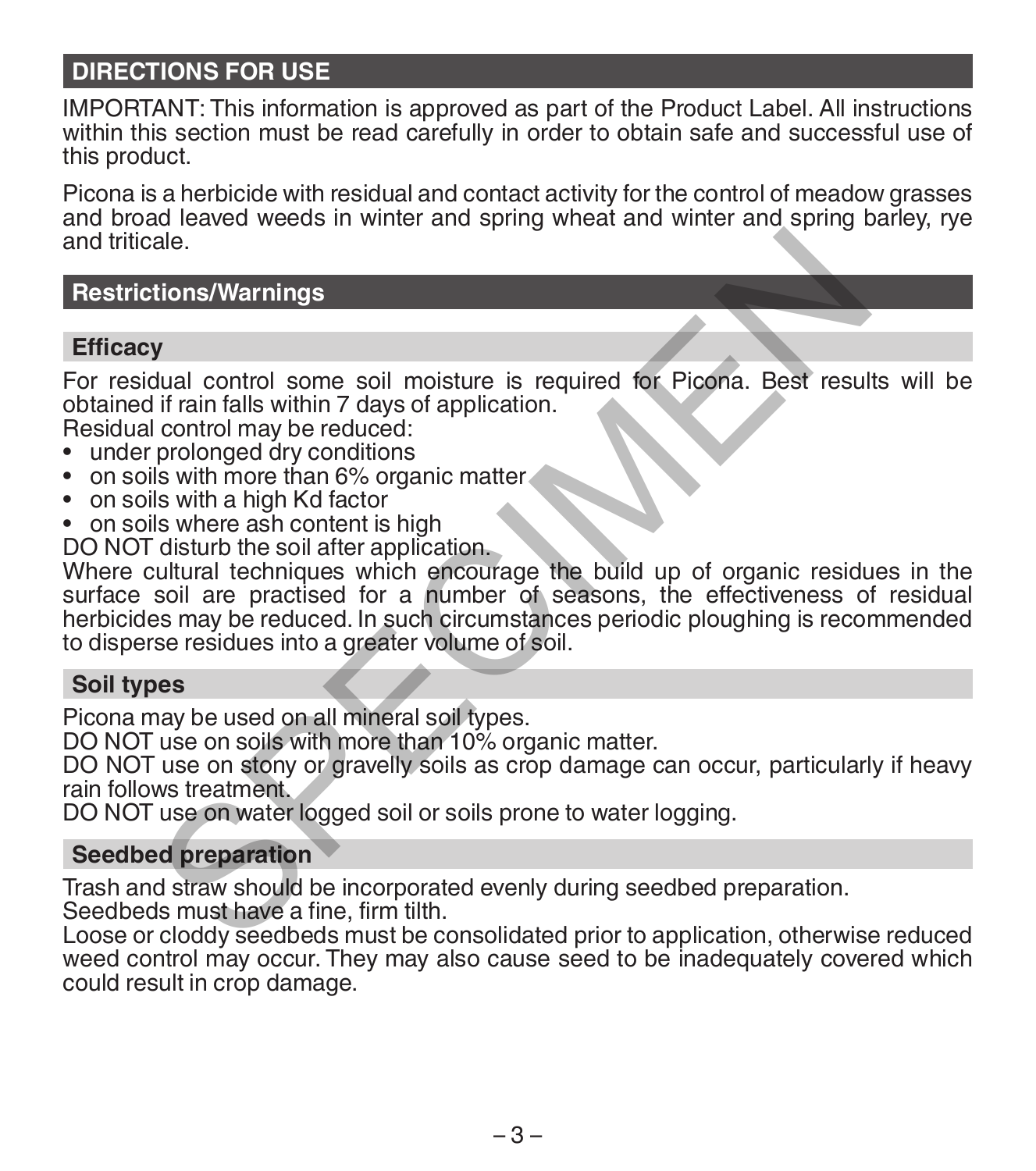## DIRECTIONS FOR USE

IMPORTANT: This information is approved as part of the Product Label. All instructions within this section must be read carefully in order to obtain safe and successful use of this product.

Picona is a herbicide with residual and contact activity for the control of meadow grasses and broad leaved weeds in winter and spring wheat and winter and spring barley, rye and triticale.

## Restrictions/Warnings

### Efficacy

For residual control some soil moisture is required for Picona. Best results will be obtained if rain falls within 7 days of application.
Residual control may be reduced:

- under prolonged dry conditions
- on soils with more than 6% organic matter
- on soils with a high Kd factor
- on soils where ash content is high

DO NOT disturb the soil after application.
Where cultural techniques which encourage the build up of organic residues in the surface soil are practised for a number of seasons, the effectiveness of residual herbicides may be reduced. In such circumstances periodic ploughing is recommended to disperse residues into a greater volume of soil.

### Soil types

Picona may be used on all mineral soil types.
DO NOT use on soils with more than 10% organic matter.
DO NOT use on stony or gravelly soils as crop damage can occur, particularly if heavy rain follows treatment.
DO NOT use on water logged soil or soils prone to water logging.

### Seedbed preparation

Trash and straw should be incorporated evenly during seedbed preparation.
Seedbeds must have a fine, firm tilth.
Loose or cloddy seedbeds must be consolidated prior to application, otherwise reduced weed control may occur. They may also cause seed to be inadequately covered which could result in crop damage.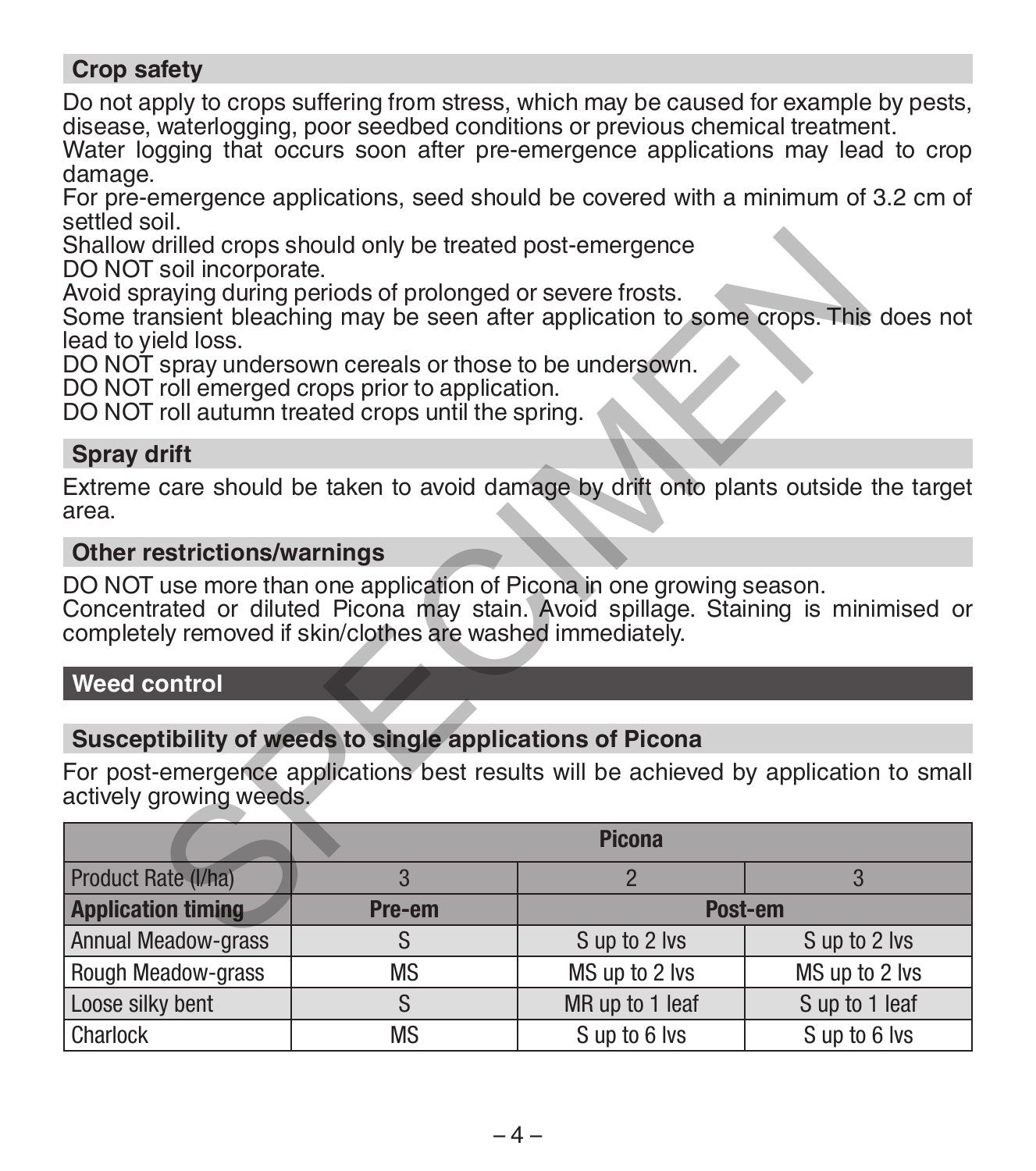## Crop safety

Do not apply to crops suffering from stress, which may be caused for example by pests, disease, waterlogging, poor seedbed conditions or previous chemical treatment.
Water logging that occurs soon after pre-emergence applications may lead to crop damage.
For pre-emergence applications, seed should be covered with a minimum of 3.2 cm of settled soil.
Shallow drilled crops should only be treated post-emergence
DO NOT soil incorporate.
Avoid spraying during periods of prolonged or severe frosts.
Some transient bleaching may be seen after application to some crops. This does not lead to yield loss.
DO NOT spray undersown cereals or those to be undersown.
DO NOT roll emerged crops prior to application.
DO NOT roll autumn treated crops until the spring.

## Spray drift

Extreme care should be taken to avoid damage by drift onto plants outside the target area.

## Other restrictions/warnings

DO NOT use more than one application of Picona in one growing season.
Concentrated or diluted Picona may stain. Avoid spillage. Staining is minimised or completely removed if skin/clothes are washed immediately.

# Weed control

## Susceptibility of weeds to single applications of Picona

For post-emergence applications best results will be achieved by application to small actively growing weeds.

| | Picona | | |
|---|---|---|---|
| Product Rate (l/ha) | 3 | 2 | 3 |
| **Application timing** | **Pre-em** | **Post-em** | |
| Annual Meadow-grass | S | S up to 2 lvs | S up to 2 lvs |
| Rough Meadow-grass | MS | MS up to 2 lvs | MS up to 2 lvs |
| Loose silky bent | S | MR up to 1 leaf | S up to 1 leaf |
| Charlock | MS | S up to 6 lvs | S up to 6 lvs |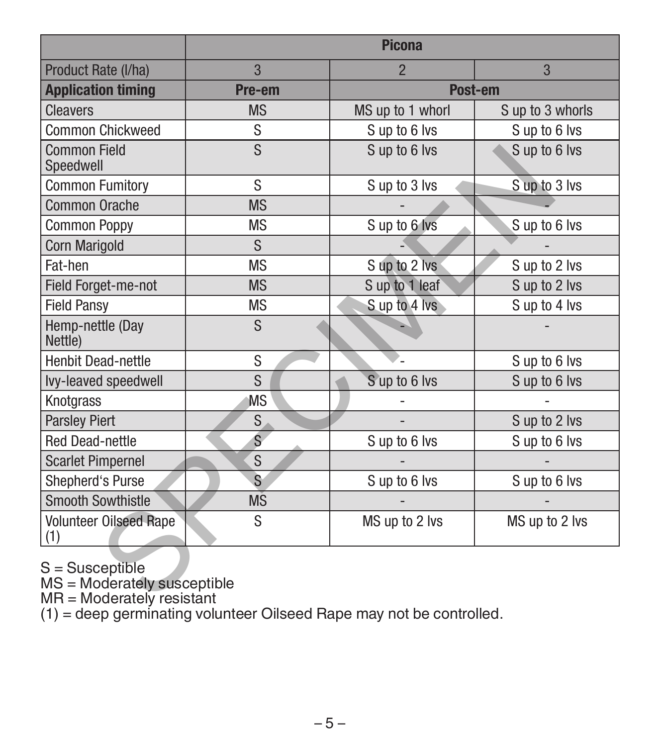| | Picona | | |
|---|---|---|---|
| Product Rate (l/ha) | 3 | 2 | 3 |
| **Application timing** | **Pre-em** | **Post-em** | |
| Cleavers | MS | MS up to 1 whorl | S up to 3 whorls |
| Common Chickweed | S | S up to 6 lvs | S up to 6 lvs |
| Common Field Speedwell | S | S up to 6 lvs | S up to 6 lvs |
| Common Fumitory | S | S up to 3 lvs | S up to 3 lvs |
| Common Orache | MS | - | - |
| Common Poppy | MS | S up to 6 lvs | S up to 6 lvs |
| Corn Marigold | S | - | - |
| Fat-hen | MS | S up to 2 lvs | S up to 2 lvs |
| Field Forget-me-not | MS | S up to 1 leaf | S up to 2 lvs |
| Field Pansy | MS | S up to 4 lvs | S up to 4 lvs |
| Hemp-nettle (Day Nettle) | S | - | - |
| Henbit Dead-nettle | S | - | S up to 6 lvs |
| Ivy-leaved speedwell | S | S up to 6 lvs | S up to 6 lvs |
| Knotgrass | MS | - | - |
| Parsley Piert | S | - | S up to 2 lvs |
| Red Dead-nettle | S | S up to 6 lvs | S up to 6 lvs |
| Scarlet Pimpernel | S | - | - |
| Shepherd's Purse | S | S up to 6 lvs | S up to 6 lvs |
| Smooth Sowthistle | MS | - | - |
| Volunteer Oilseed Rape (1) | S | MS up to 2 lvs | MS up to 2 lvs |

S = Susceptible
MS = Moderately susceptible
MR = Moderately resistant
(1) = deep germinating volunteer Oilseed Rape may not be controlled.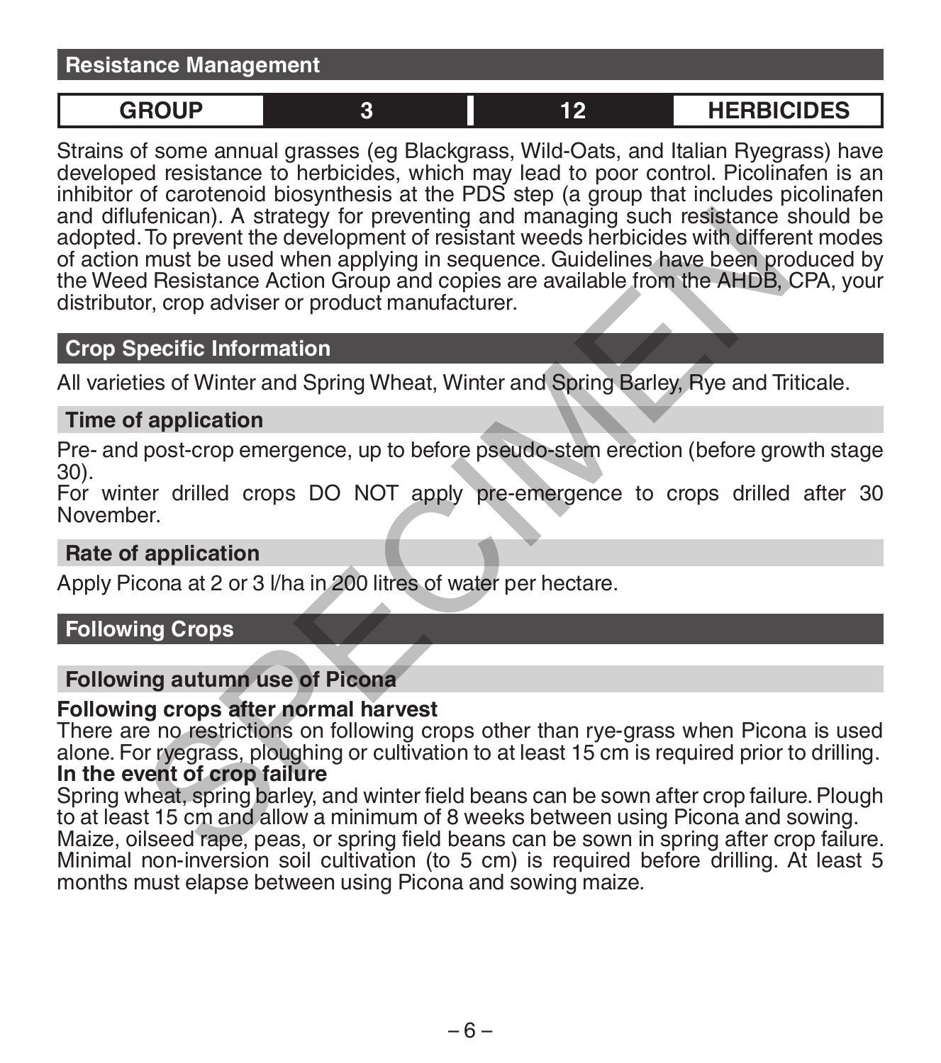## Resistance Management

| GROUP | 3 | 12 | HERBICIDES |
|---|---|---|---|

Strains of some annual grasses (eg Blackgrass, Wild-Oats, and Italian Ryegrass) have developed resistance to herbicides, which may lead to poor control. Picolinafen is an inhibitor of carotenoid biosynthesis at the PDS step (a group that includes picolinafen and diflufenican). A strategy for preventing and managing such resistance should be adopted. To prevent the development of resistant weeds herbicides with different modes of action must be used when applying in sequence. Guidelines have been produced by the Weed Resistance Action Group and copies are available from the AHDB, CPA, your distributor, crop adviser or product manufacturer.

## Crop Specific Information

All varieties of Winter and Spring Wheat, Winter and Spring Barley, Rye and Triticale.

### Time of application

Pre- and post-crop emergence, up to before pseudo-stem erection (before growth stage 30).
For winter drilled crops DO NOT apply pre-emergence to crops drilled after 30 November.

### Rate of application

Apply Picona at 2 or 3 l/ha in 200 litres of water per hectare.

## Following Crops

### Following autumn use of Picona

**Following crops after normal harvest**
There are no restrictions on following crops other than rye-grass when Picona is used alone. For ryegrass, ploughing or cultivation to at least 15 cm is required prior to drilling.
**In the event of crop failure**
Spring wheat, spring barley, and winter field beans can be sown after crop failure. Plough to at least 15 cm and allow a minimum of 8 weeks between using Picona and sowing.
Maize, oilseed rape, peas, or spring field beans can be sown in spring after crop failure. Minimal non-inversion soil cultivation (to 5 cm) is required before drilling. At least 5 months must elapse between using Picona and sowing maize.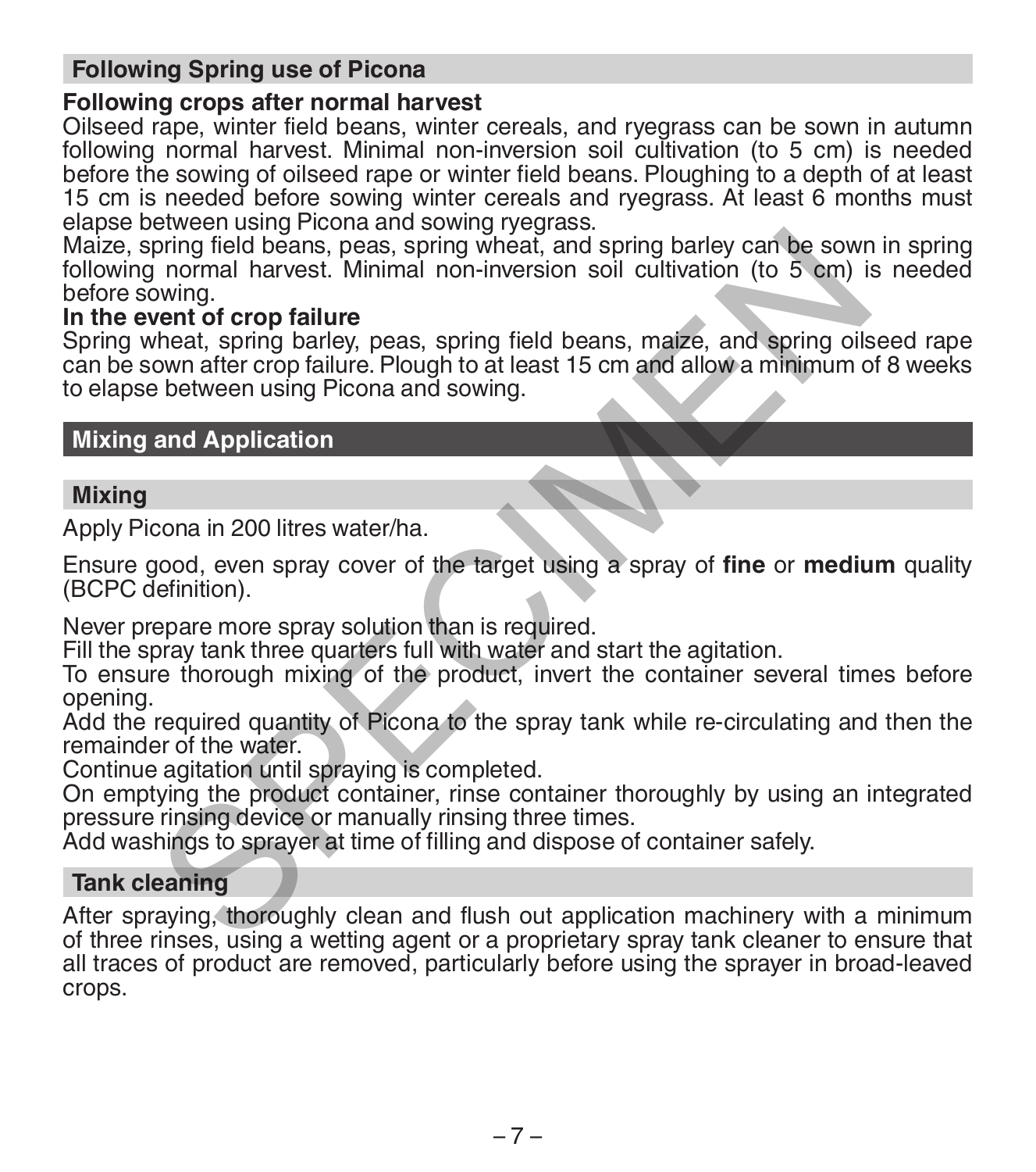## Following Spring use of Picona

**Following crops after normal harvest**

Oilseed rape, winter field beans, winter cereals, and ryegrass can be sown in autumn following normal harvest. Minimal non-inversion soil cultivation (to 5 cm) is needed before the sowing of oilseed rape or winter field beans. Ploughing to a depth of at least 15 cm is needed before sowing winter cereals and ryegrass. At least 6 months must elapse between using Picona and sowing ryegrass.

Maize, spring field beans, peas, spring wheat, and spring barley can be sown in spring following normal harvest. Minimal non-inversion soil cultivation (to 5 cm) is needed before sowing.

**In the event of crop failure**

Spring wheat, spring barley, peas, spring field beans, maize, and spring oilseed rape can be sown after crop failure. Plough to at least 15 cm and allow a minimum of 8 weeks to elapse between using Picona and sowing.

# Mixing and Application

## Mixing

Apply Picona in 200 litres water/ha.

Ensure good, even spray cover of the target using a spray of **fine** or **medium** quality (BCPC definition).

Never prepare more spray solution than is required.
Fill the spray tank three quarters full with water and start the agitation.
To ensure thorough mixing of the product, invert the container several times before opening.
Add the required quantity of Picona to the spray tank while re-circulating and then the remainder of the water.
Continue agitation until spraying is completed.
On emptying the product container, rinse container thoroughly by using an integrated pressure rinsing device or manually rinsing three times.
Add washings to sprayer at time of filling and dispose of container safely.

## Tank cleaning

After spraying, thoroughly clean and flush out application machinery with a minimum of three rinses, using a wetting agent or a proprietary spray tank cleaner to ensure that all traces of product are removed, particularly before using the sprayer in broad-leaved crops.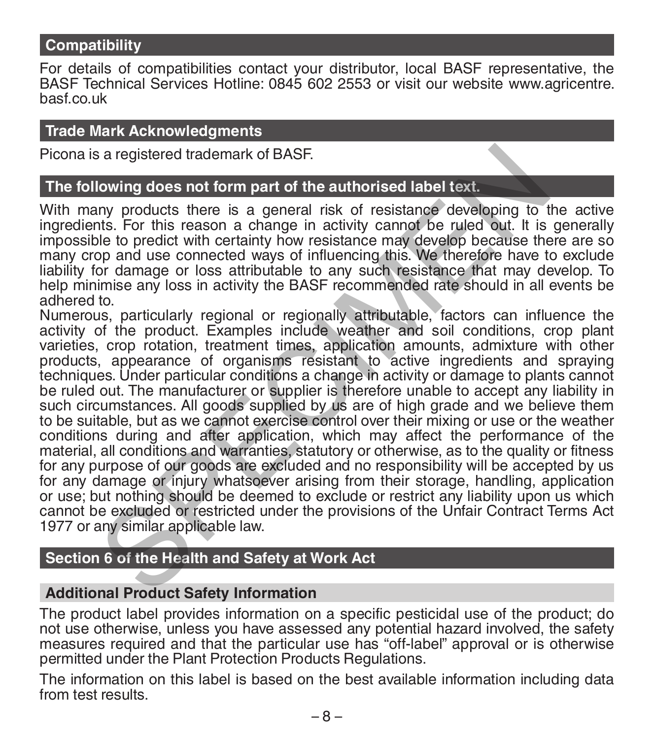## Compatibility

For details of compatibilities contact your distributor, local BASF representative, the BASF Technical Services Hotline: 0845 602 2553 or visit our website www.agricentre.basf.co.uk

## Trade Mark Acknowledgments

Picona is a registered trademark of BASF.

## The following does not form part of the authorised label text.

With many products there is a general risk of resistance developing to the active ingredients. For this reason a change in activity cannot be ruled out. It is generally impossible to predict with certainty how resistance may develop because there are so many crop and use connected ways of influencing this. We therefore have to exclude liability for damage or loss attributable to any such resistance that may develop. To help minimise any loss in activity the BASF recommended rate should in all events be adhered to.

Numerous, particularly regional or regionally attributable, factors can influence the activity of the product. Examples include weather and soil conditions, crop plant varieties, crop rotation, treatment times, application amounts, admixture with other products, appearance of organisms resistant to active ingredients and spraying techniques. Under particular conditions a change in activity or damage to plants cannot be ruled out. The manufacturer or supplier is therefore unable to accept any liability in such circumstances. All goods supplied by us are of high grade and we believe them to be suitable, but as we cannot exercise control over their mixing or use or the weather conditions during and after application, which may affect the performance of the material, all conditions and warranties, statutory or otherwise, as to the quality or fitness for any purpose of our goods are excluded and no responsibility will be accepted by us for any damage or injury whatsoever arising from their storage, handling, application or use; but nothing should be deemed to exclude or restrict any liability upon us which cannot be excluded or restricted under the provisions of the Unfair Contract Terms Act 1977 or any similar applicable law.

## Section 6 of the Health and Safety at Work Act

### Additional Product Safety Information

The product label provides information on a specific pesticidal use of the product; do not use otherwise, unless you have assessed any potential hazard involved, the safety measures required and that the particular use has "off-label" approval or is otherwise permitted under the Plant Protection Products Regulations.

The information on this label is based on the best available information including data from test results.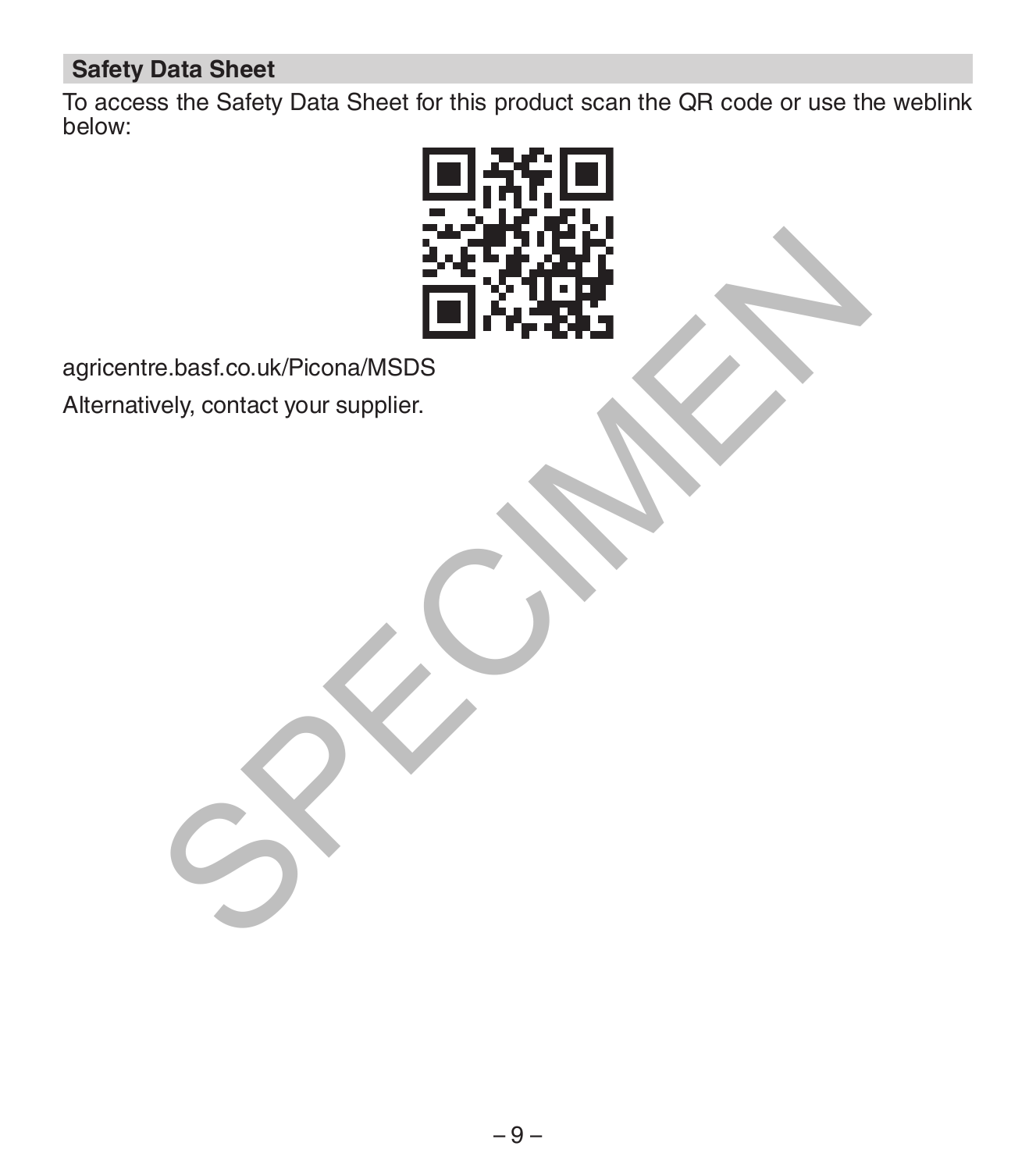## Safety Data Sheet

To access the Safety Data Sheet for this product scan the QR code or use the weblink below:

agricentre.basf.co.uk/Picona/MSDS

Alternatively, contact your supplier.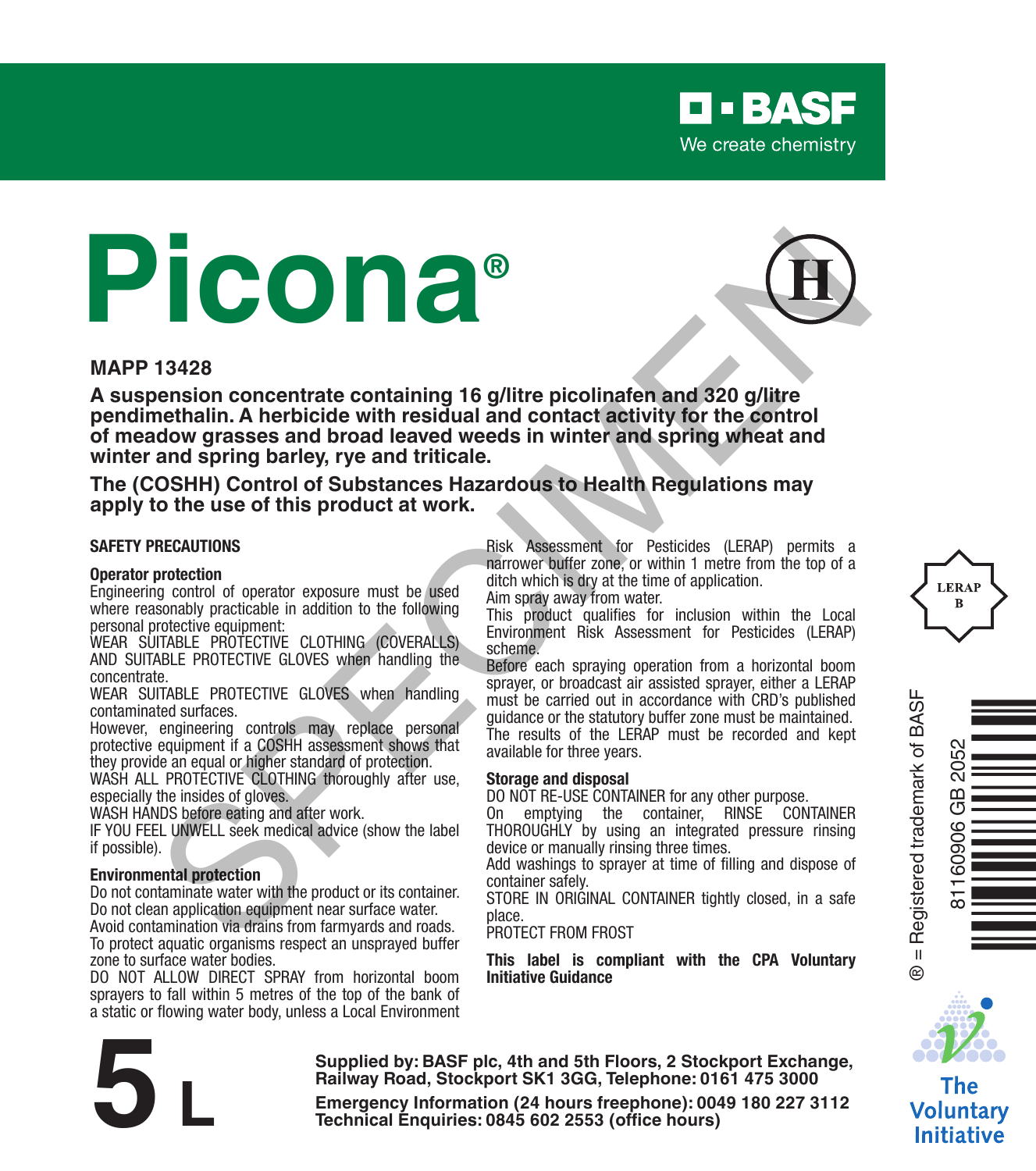BASF
We create chemistry

# Picona®

**H**

**MAPP 13428**

**A suspension concentrate containing 16 g/litre picolinafen and 320 g/litre pendimethalin. A herbicide with residual and contact activity for the control of meadow grasses and broad leaved weeds in winter and spring wheat and winter and spring barley, rye and triticale.**

**The (COSHH) Control of Substances Hazardous to Health Regulations may apply to the use of this product at work.**

## SAFETY PRECAUTIONS

### Operator protection

Engineering control of operator exposure must be used where reasonably practicable in addition to the following personal protective equipment:

WEAR SUITABLE PROTECTIVE CLOTHING (COVERALLS) AND SUITABLE PROTECTIVE GLOVES when handling the concentrate.

WEAR SUITABLE PROTECTIVE GLOVES when handling contaminated surfaces.

However, engineering controls may replace personal protective equipment if a COSHH assessment shows that they provide an equal or higher standard of protection.

WASH ALL PROTECTIVE CLOTHING thoroughly after use, especially the insides of gloves.

WASH HANDS before eating and after work.

IF YOU FEEL UNWELL seek medical advice (show the label if possible).

### Environmental protection

Do not contaminate water with the product or its container.

Do not clean application equipment near surface water.

Avoid contamination via drains from farmyards and roads.

To protect aquatic organisms respect an unsprayed buffer zone to surface water bodies.

DO NOT ALLOW DIRECT SPRAY from horizontal boom sprayers to fall within 5 metres of the top of the bank of a static or flowing water body, unless a Local Environment Risk Assessment for Pesticides (LERAP) permits a narrower buffer zone, or within 1 metre from the top of a ditch which is dry at the time of application.

Aim spray away from water.

This product qualifies for inclusion within the Local Environment Risk Assessment for Pesticides (LERAP) scheme.

Before each spraying operation from a horizontal boom sprayer, or broadcast air assisted sprayer, either a LERAP must be carried out in accordance with CRD's published guidance or the statutory buffer zone must be maintained. The results of the LERAP must be recorded and kept available for three years.

### Storage and disposal

DO NOT RE-USE CONTAINER for any other purpose.

On emptying the container, RINSE CONTAINER THOROUGHLY by using an integrated pressure rinsing device or manually rinsing three times.

Add washings to sprayer at time of filling and dispose of container safely.

STORE IN ORIGINAL CONTAINER tightly closed, in a safe place.

PROTECT FROM FROST

**This label is compliant with the CPA Voluntary Initiative Guidance**

LERAP B

® = Registered trademark of BASF

81160906 GB 2052

**5 L**

**Supplied by: BASF plc, 4th and 5th Floors, 2 Stockport Exchange, Railway Road, Stockport SK1 3GG, Telephone: 0161 475 3000**

**Emergency Information (24 hours freephone): 0049 180 227 3112**
**Technical Enquiries: 0845 602 2553 (office hours)**

The Voluntary Initiative